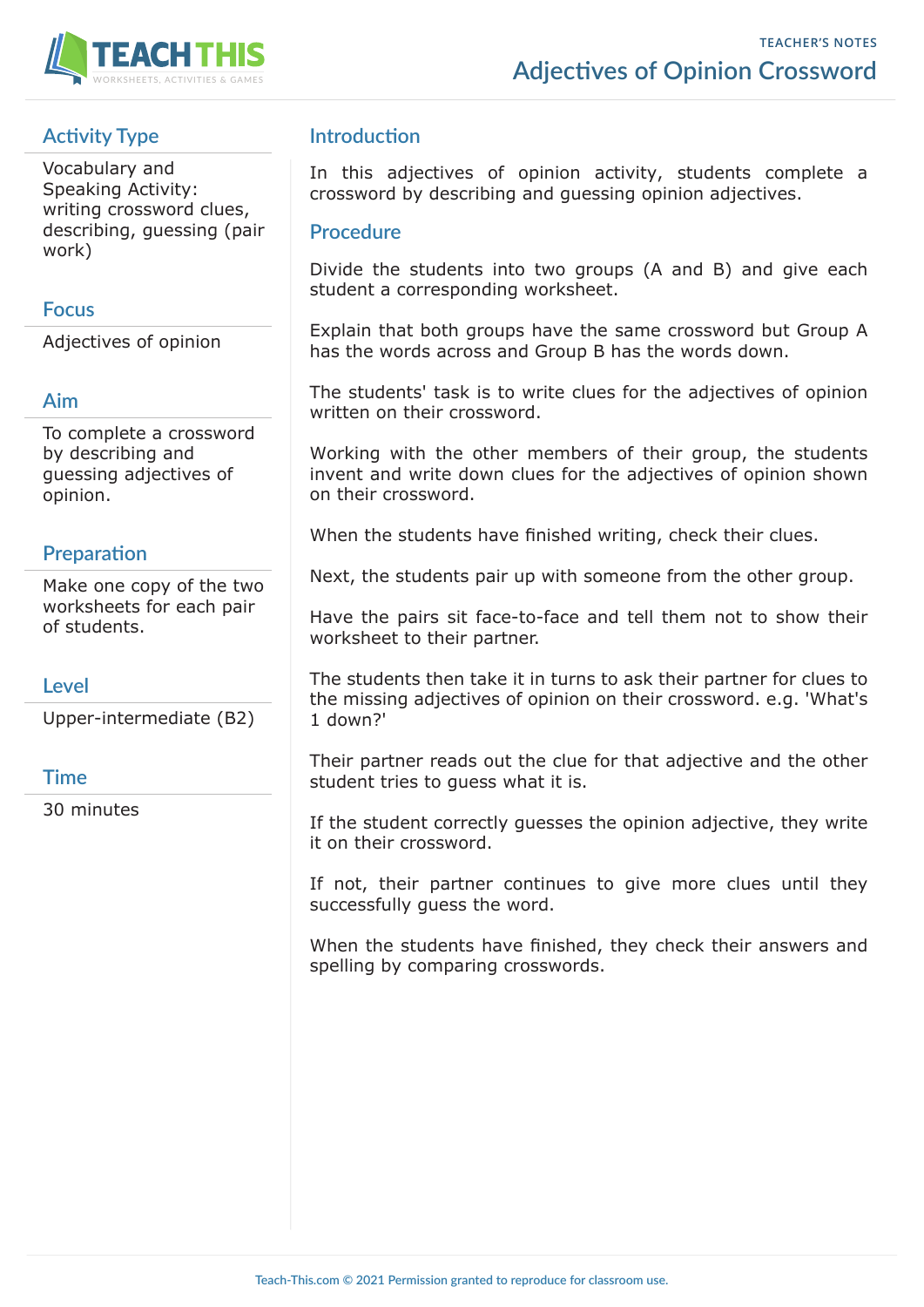TEACHER'S NOTES

# Adjectives of Opinion Crossword

## Activity Type

Vocabulary and Speaking Activity: writing crossword clues, describing, guessing (pair work)

## Focus

Adjectives of opinion

## Aim

To complete a crossword by describing and guessing adjectives of opinion.

## Preparation

Make one copy of the two worksheets for each pair of students.

## Level

Upper-intermediate (B2)

## Time

30 minutes

## Introduction

In this adjectives of opinion activity, students complete a crossword by describing and guessing opinion adjectives.

## Procedure

Divide the students into two groups (A and B) and give each student a corresponding worksheet.

Explain that both groups have the same crossword but Group A has the words across and Group B has the words down.

The students' task is to write clues for the adjectives of opinion written on their crossword.

Working with the other members of their group, the students invent and write down clues for the adjectives of opinion shown on their crossword.

When the students have finished writing, check their clues.

Next, the students pair up with someone from the other group.

Have the pairs sit face-to-face and tell them not to show their worksheet to their partner.

The students then take it in turns to ask their partner for clues to the missing adjectives of opinion on their crossword. e.g. 'What's 1 down?'

Their partner reads out the clue for that adjective and the other student tries to guess what it is.

If the student correctly guesses the opinion adjective, they write it on their crossword.

If not, their partner continues to give more clues until they successfully guess the word.

When the students have finished, they check their answers and spelling by comparing crosswords.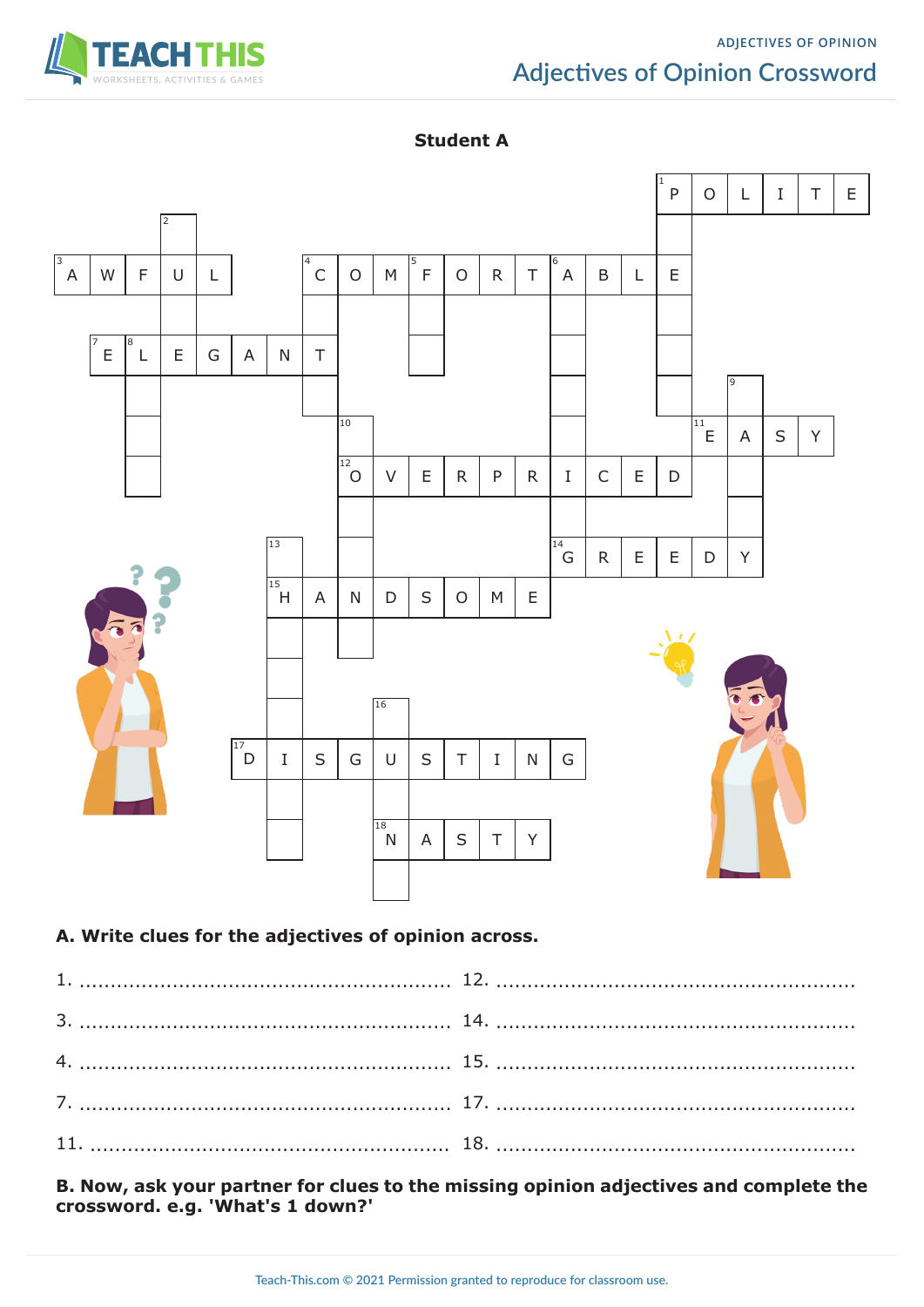# Adjectives of Opinion Crossword

**Student A**

Across (filled in the crossword grid):

1. POLITE
3. AWFUL
4. COMFORTABLE
7. ELEGANT
11. EASY
12. OVERPRICED
14. GREEDY
15. HANDSOME
17. DISGUSTING
18. NASTY

**A. Write clues for the adjectives of opinion across.**

1. ..........................................................
3. ..........................................................
4. ..........................................................
7. ..........................................................
11. ..........................................................
12. ..........................................................
14. ..........................................................
15. ..........................................................
17. ..........................................................
18. ..........................................................

**B. Now, ask your partner for clues to the missing opinion adjectives and complete the crossword. e.g. 'What's 1 down?'**

Teach-This.com © 2021 Permission granted to reproduce for classroom use.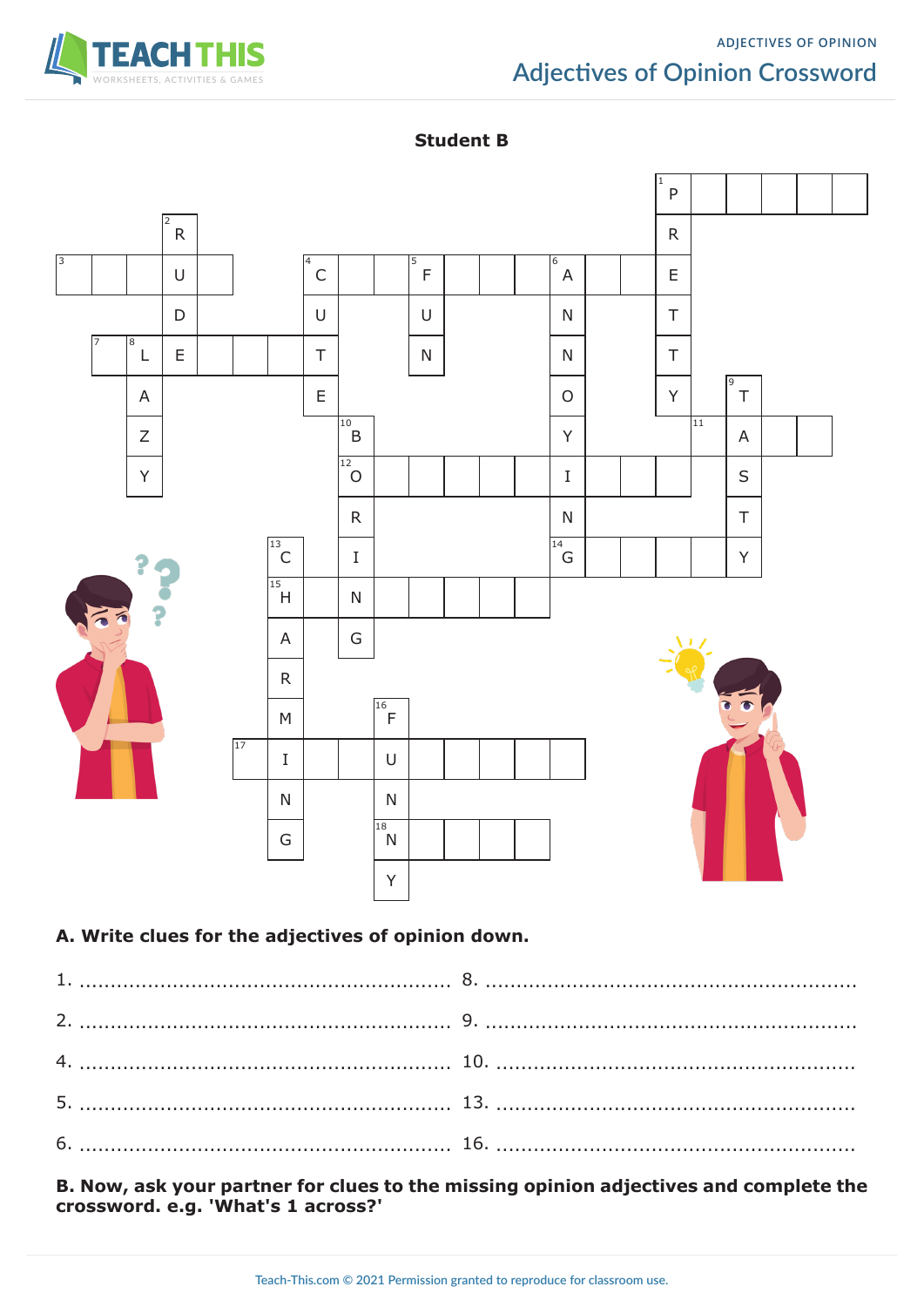# Adjectives of Opinion Crossword

**Student B**

1 PRETTY
2 RUDE
4 CUTE
5 FUN
6 ANNOYING
8 LAZY
9 TASTY
10 BORING
13 CHARMING
16 FUNNY

**A. Write clues for the adjectives of opinion down.**

1. ..........................................................
2. ..........................................................
4. ..........................................................
5. ..........................................................
6. ..........................................................
8. ..........................................................
9. ..........................................................
10. ..........................................................
13. ..........................................................
16. ..........................................................

**B. Now, ask your partner for clues to the missing opinion adjectives and complete the crossword. e.g. 'What's 1 across?'**